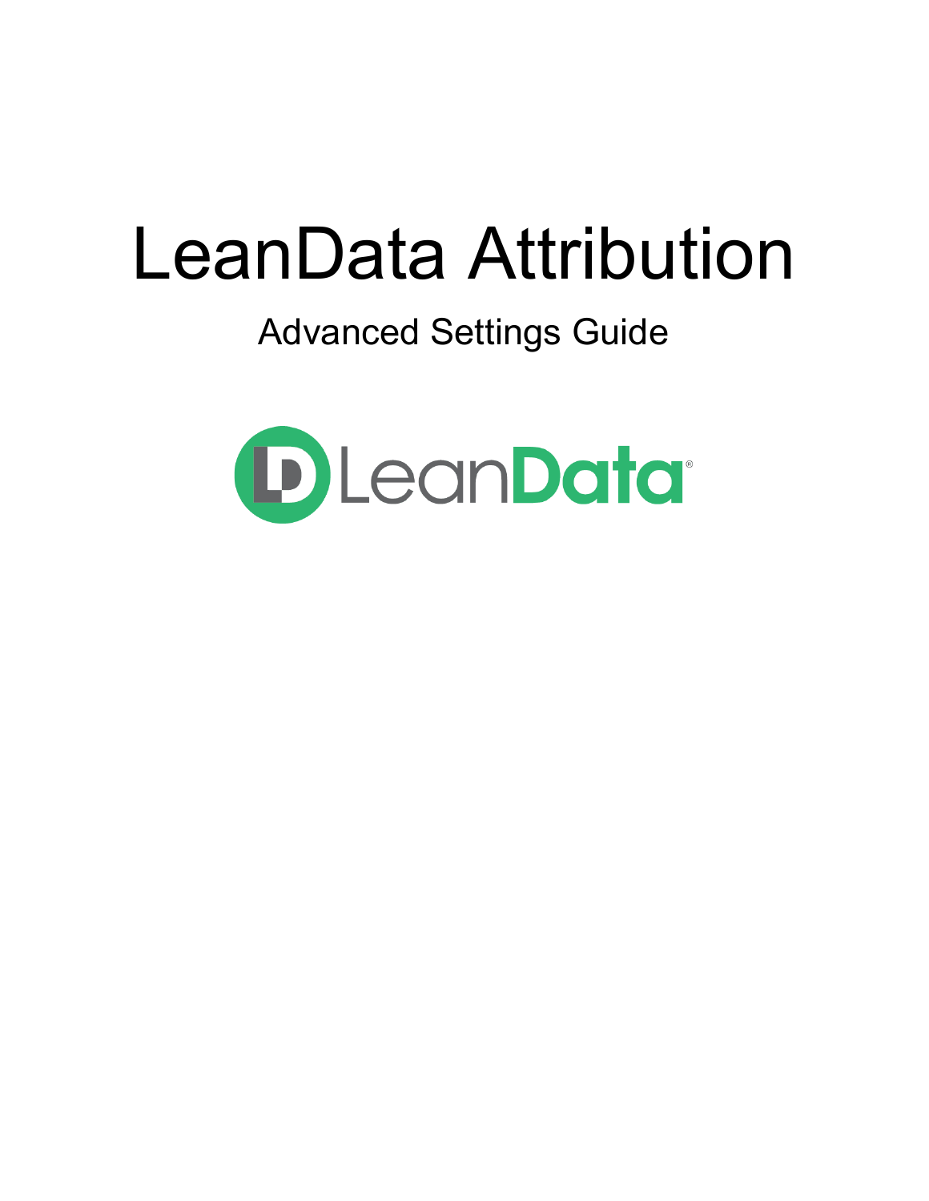# LeanData Attribution

## Advanced Settings Guide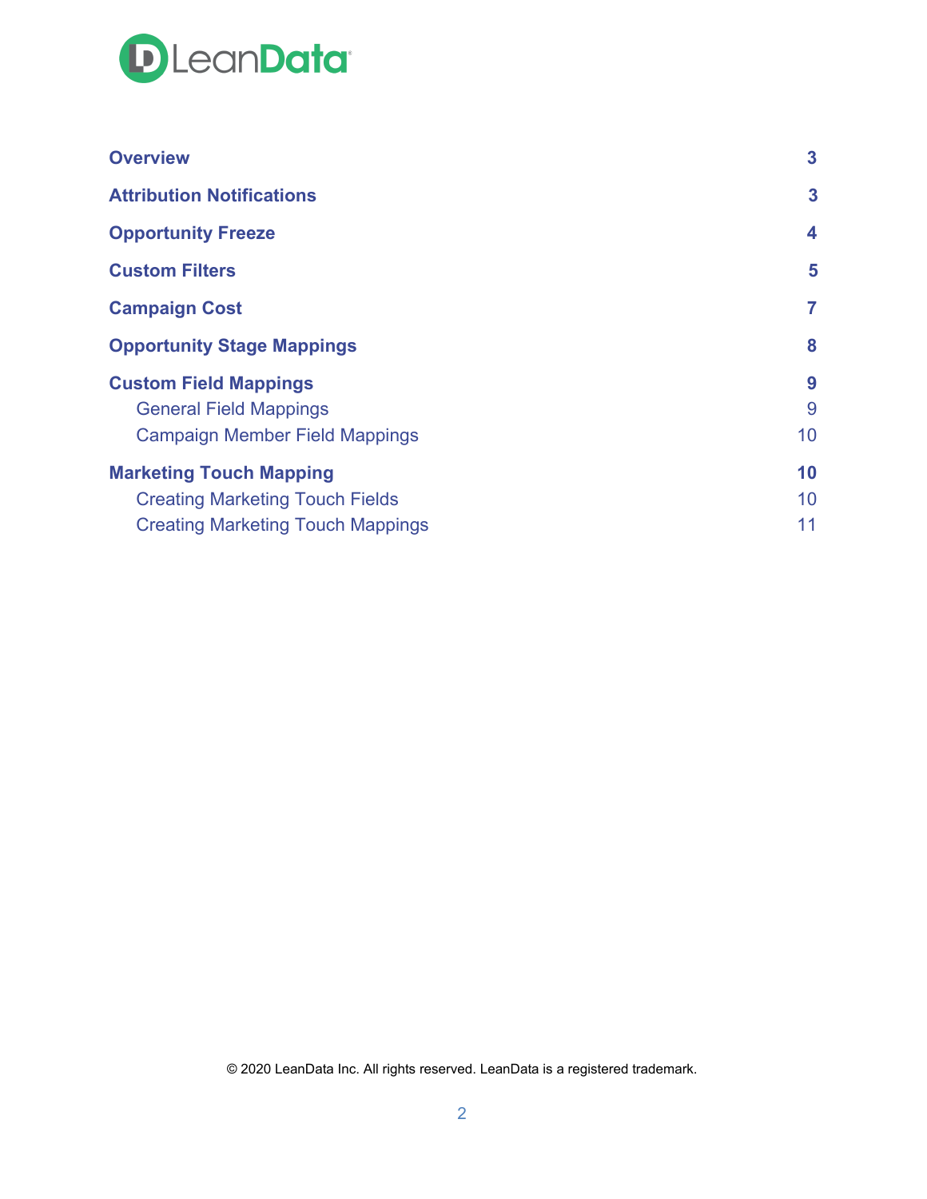| | |
|---|---|
| **Overview** | **3** |
| **Attribution Notifications** | **3** |
| **Opportunity Freeze** | **4** |
| **Custom Filters** | **5** |
| **Campaign Cost** | **7** |
| **Opportunity Stage Mappings** | **8** |
| **Custom Field Mappings** | **9** |
| General Field Mappings | 9 |
| Campaign Member Field Mappings | 10 |
| **Marketing Touch Mapping** | **10** |
| Creating Marketing Touch Fields | 10 |
| Creating Marketing Touch Mappings | 11 |

© 2020 LeanData Inc. All rights reserved. LeanData is a registered trademark.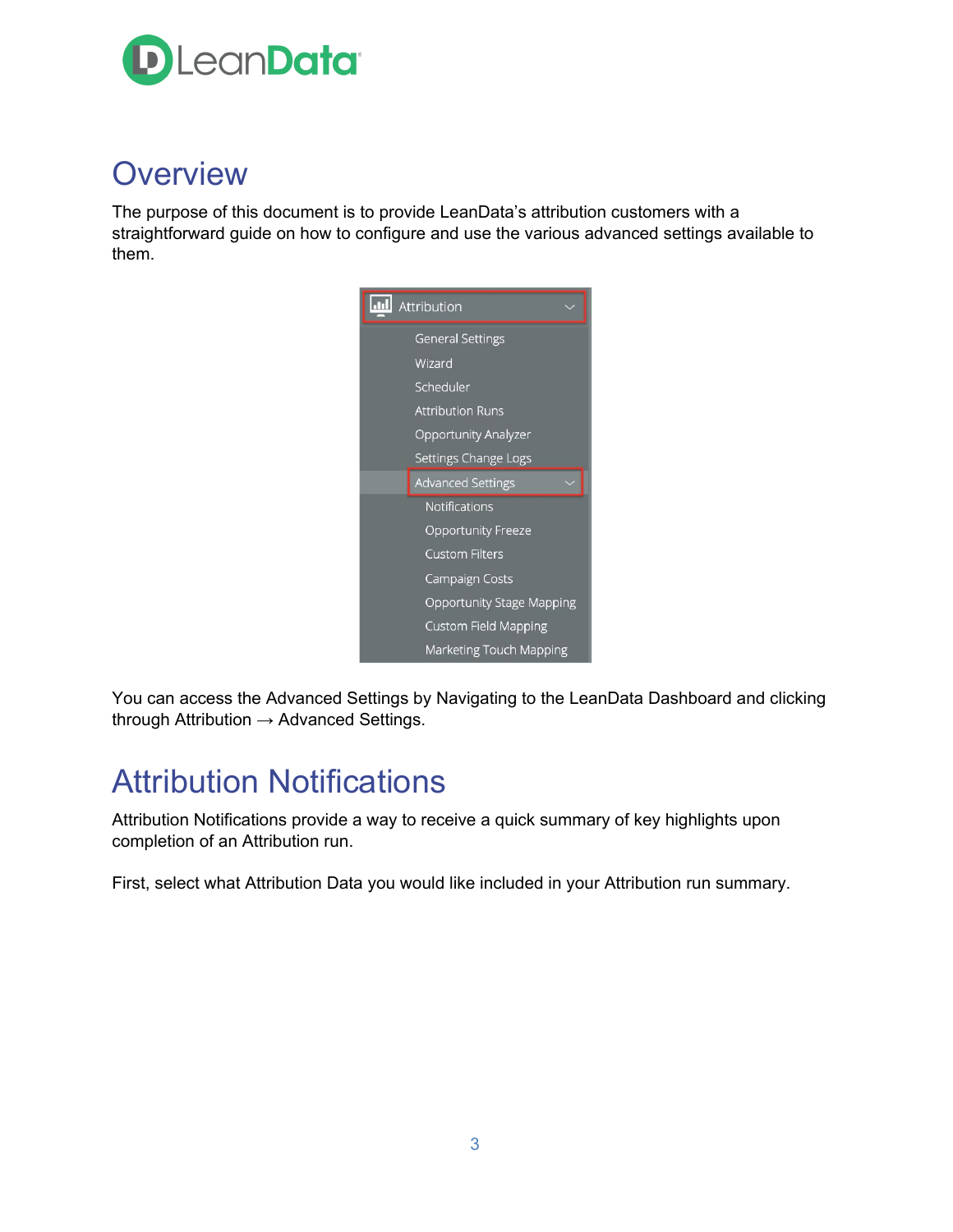# Overview

The purpose of this document is to provide LeanData's attribution customers with a straightforward guide on how to configure and use the various advanced settings available to them.

You can access the Advanced Settings by Navigating to the LeanData Dashboard and clicking through Attribution → Advanced Settings.

# Attribution Notifications

Attribution Notifications provide a way to receive a quick summary of key highlights upon completion of an Attribution run.

First, select what Attribution Data you would like included in your Attribution run summary.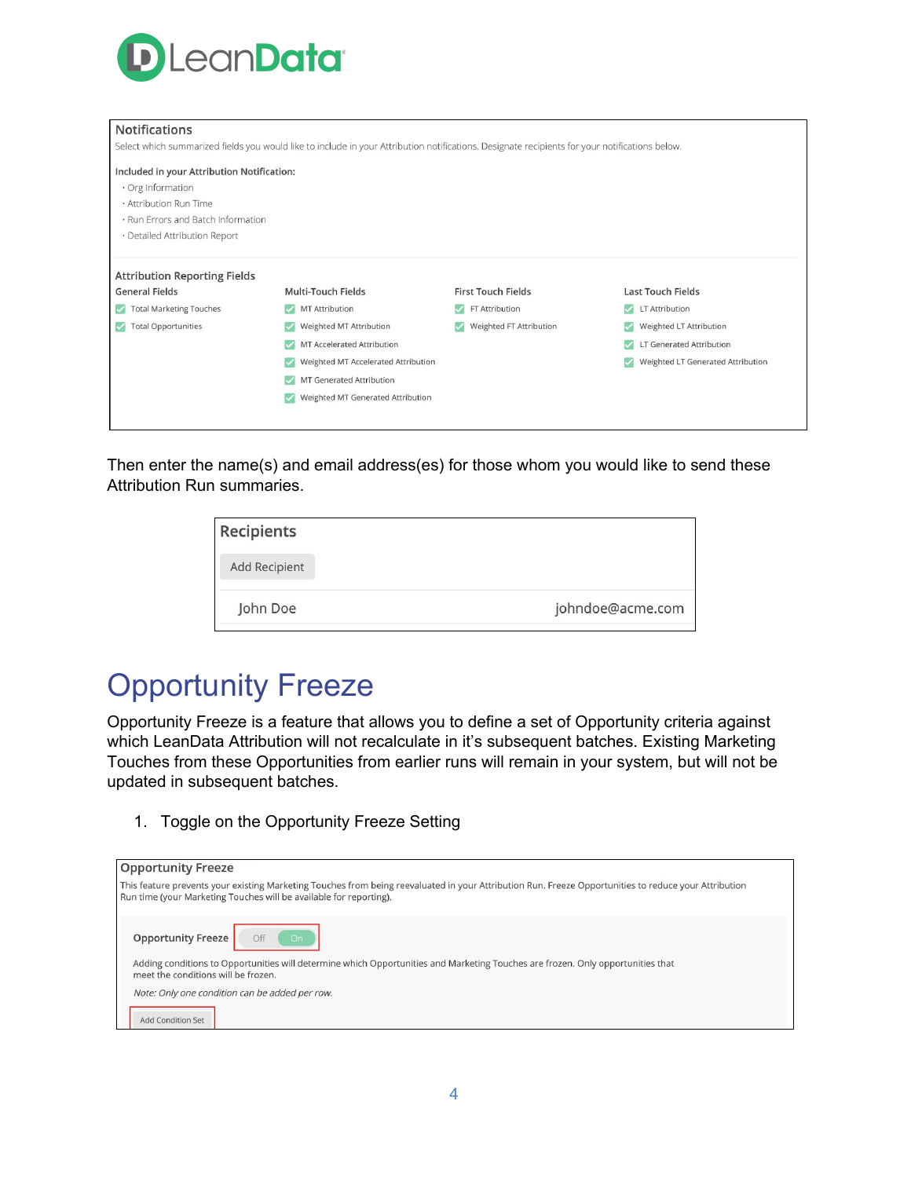## Notifications

Select which summarized fields you would like to include in your Attribution notifications. Designate recipients for your notifications below.

**Included in your Attribution Notification:**

- Org Information
- Attribution Run Time
- Run Errors and Batch Information
- Detailed Attribution Report

### Attribution Reporting Fields

| General Fields | Multi-Touch Fields | First Touch Fields | Last Touch Fields |
| --- | --- | --- | --- |
| ☑ Total Marketing Touches | ☑ MT Attribution | ☑ FT Attribution | ☑ LT Attribution |
| ☑ Total Opportunities | ☑ Weighted MT Attribution | ☑ Weighted FT Attribution | ☑ Weighted LT Attribution |
| | ☑ MT Accelerated Attribution | | ☑ LT Generated Attribution |
| | ☑ Weighted MT Accelerated Attribution | | ☑ Weighted LT Generated Attribution |
| | ☑ MT Generated Attribution | | |
| | ☑ Weighted MT Generated Attribution | | |

Then enter the name(s) and email address(es) for those whom you would like to send these Attribution Run summaries.

**Recipients**

Add Recipient

| John Doe | johndoe@acme.com |
| --- | --- |

# Opportunity Freeze

Opportunity Freeze is a feature that allows you to define a set of Opportunity criteria against which LeanData Attribution will not recalculate in it's subsequent batches. Existing Marketing Touches from these Opportunities from earlier runs will remain in your system, but will not be updated in subsequent batches.

1. Toggle on the Opportunity Freeze Setting

**Opportunity Freeze**

This feature prevents your existing Marketing Touches from being reevaluated in your Attribution Run. Freeze Opportunities to reduce your Attribution Run time (your Marketing Touches will be available for reporting).

**Opportunity Freeze** Off | On

Adding conditions to Opportunities will determine which Opportunities and Marketing Touches are frozen. Only opportunities that meet the conditions will be frozen.

*Note: Only one condition can be added per row.*

Add Condition Set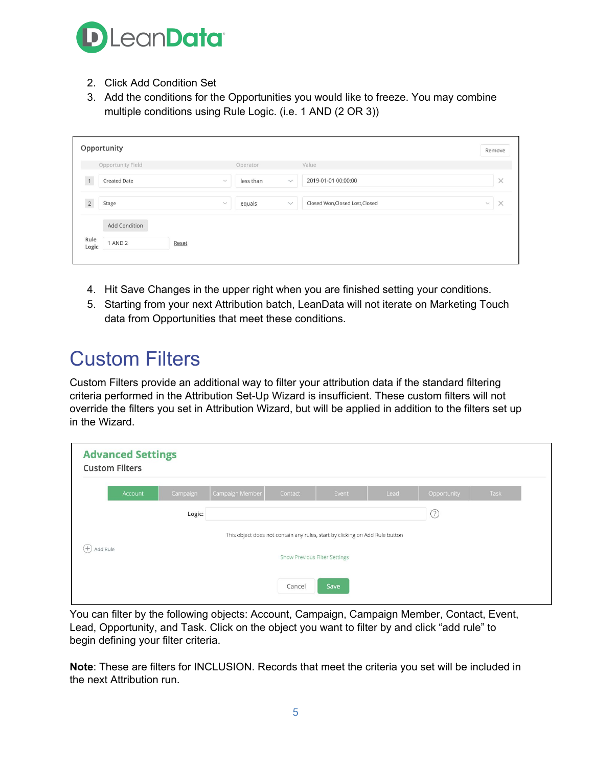2. Click Add Condition Set
3. Add the conditions for the Opportunities you would like to freeze. You may combine multiple conditions using Rule Logic. (i.e. 1 AND (2 OR 3))

4. Hit Save Changes in the upper right when you are finished setting your conditions.
5. Starting from your next Attribution batch, LeanData will not iterate on Marketing Touch data from Opportunities that meet these conditions.

# Custom Filters

Custom Filters provide an additional way to filter your attribution data if the standard filtering criteria performed in the Attribution Set-Up Wizard is insufficient. These custom filters will not override the filters you set in Attribution Wizard, but will be applied in addition to the filters set up in the Wizard.

You can filter by the following objects: Account, Campaign, Campaign Member, Contact, Event, Lead, Opportunity, and Task. Click on the object you want to filter by and click "add rule" to begin defining your filter criteria.

**Note**: These are filters for INCLUSION. Records that meet the criteria you set will be included in the next Attribution run.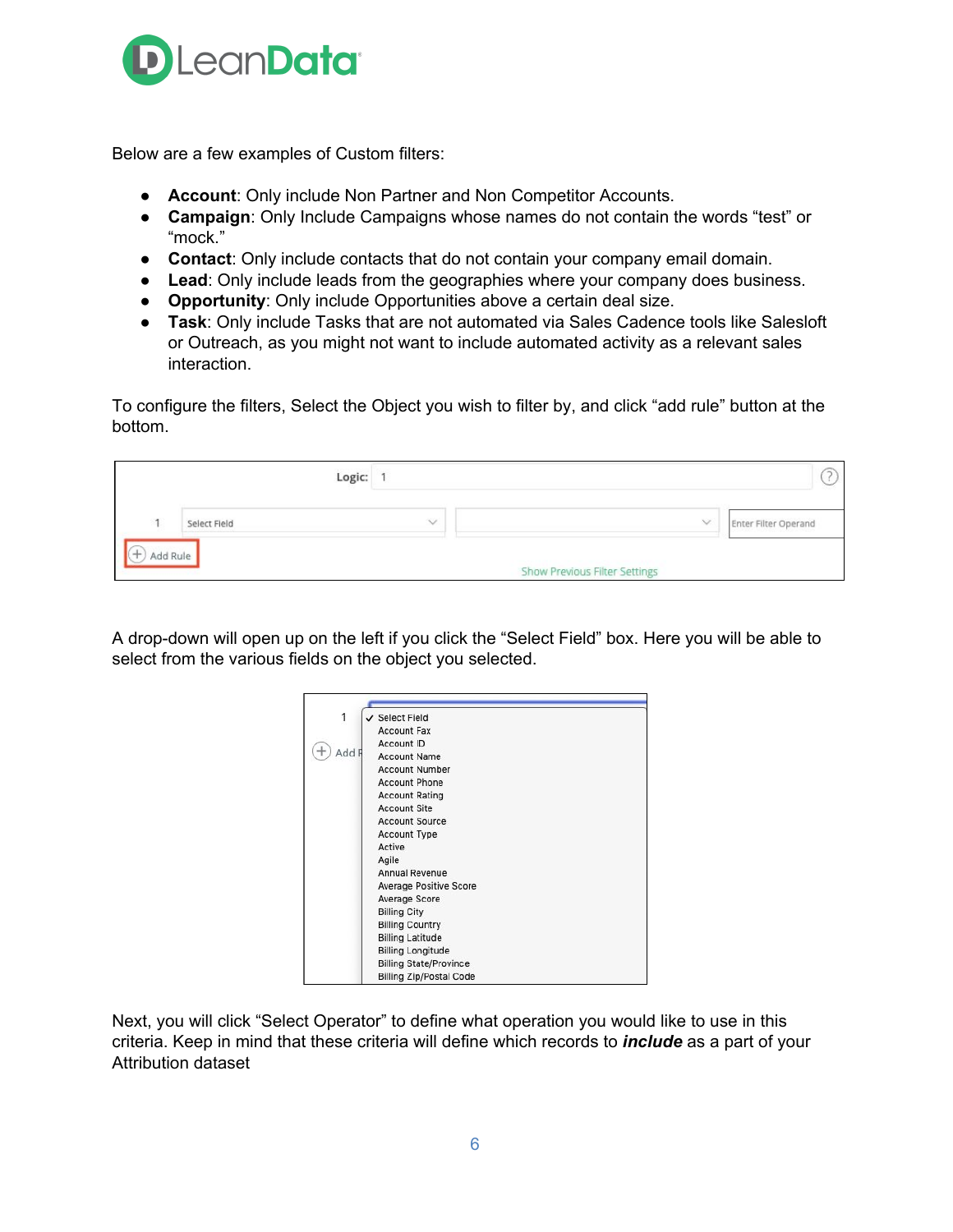Below are a few examples of Custom filters:

- **Account**: Only include Non Partner and Non Competitor Accounts.
- **Campaign**: Only Include Campaigns whose names do not contain the words "test" or "mock."
- **Contact**: Only include contacts that do not contain your company email domain.
- **Lead**: Only include leads from the geographies where your company does business.
- **Opportunity**: Only include Opportunities above a certain deal size.
- **Task**: Only include Tasks that are not automated via Sales Cadence tools like Salesloft or Outreach, as you might not want to include automated activity as a relevant sales interaction.

To configure the filters, Select the Object you wish to filter by, and click "add rule" button at the bottom.

A drop-down will open up on the left if you click the "Select Field" box. Here you will be able to select from the various fields on the object you selected.

Next, you will click "Select Operator" to define what operation you would like to use in this criteria. Keep in mind that these criteria will define which records to ***include*** as a part of your Attribution dataset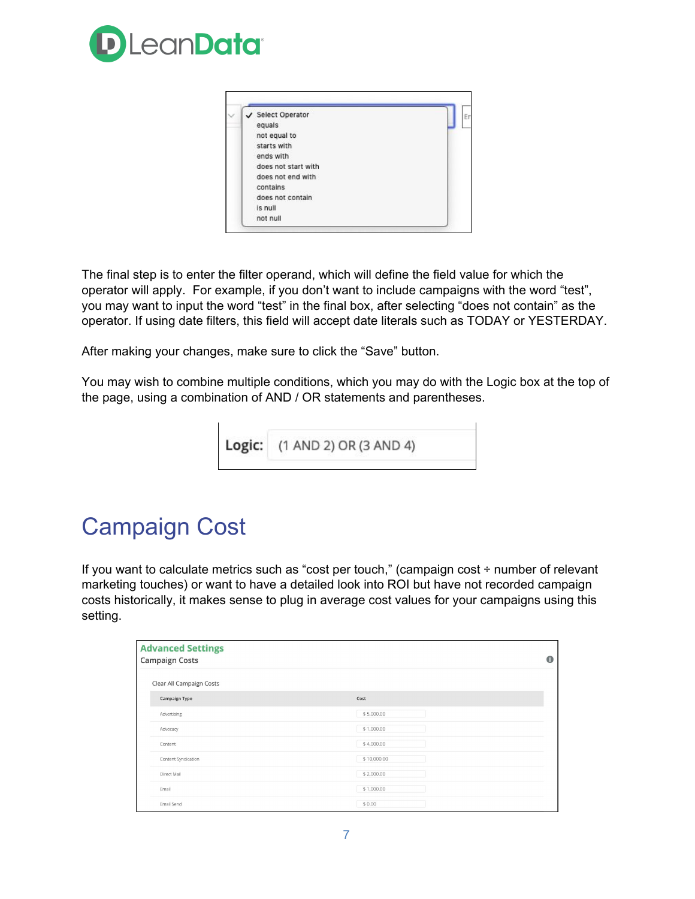The final step is to enter the filter operand, which will define the field value for which the operator will apply. For example, if you don't want to include campaigns with the word "test", you may want to input the word "test" in the final box, after selecting "does not contain" as the operator. If using date filters, this field will accept date literals such as TODAY or YESTERDAY.

After making your changes, make sure to click the "Save" button.

You may wish to combine multiple conditions, which you may do with the Logic box at the top of the page, using a combination of AND / OR statements and parentheses.

# Campaign Cost

If you want to calculate metrics such as "cost per touch," (campaign cost ÷ number of relevant marketing touches) or want to have a detailed look into ROI but have not recorded campaign costs historically, it makes sense to plug in average cost values for your campaigns using this setting.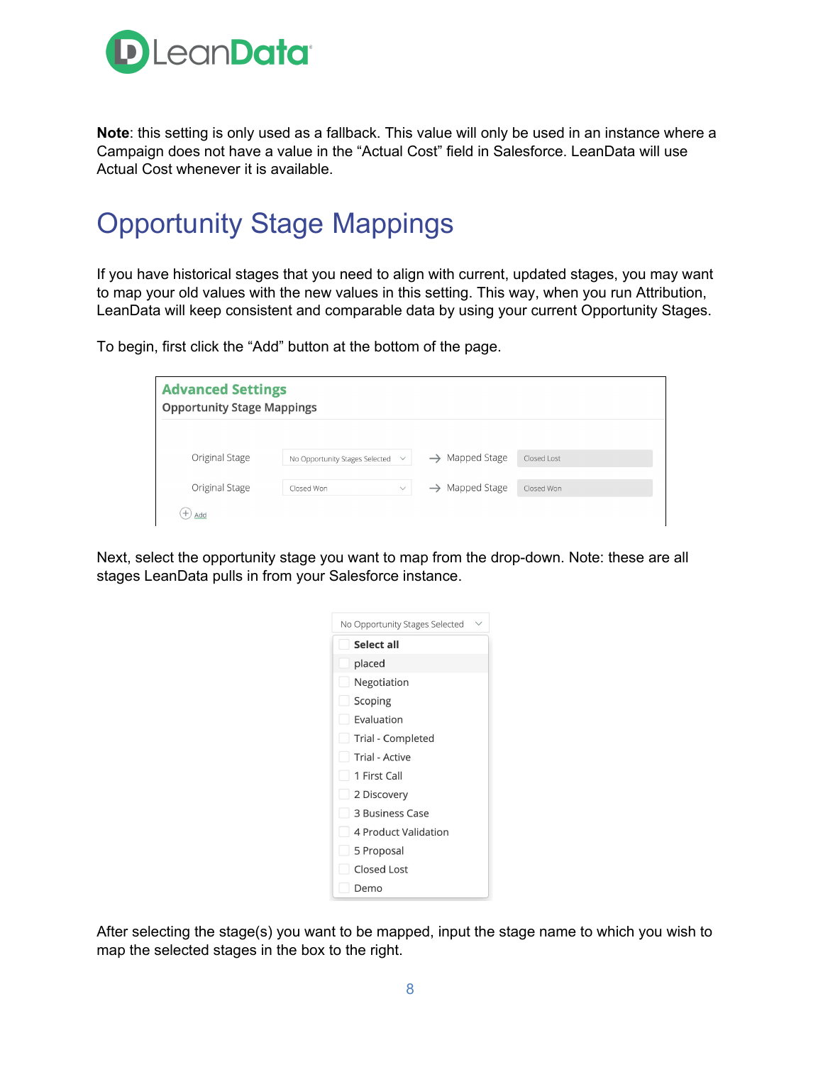**Note**: this setting is only used as a fallback. This value will only be used in an instance where a Campaign does not have a value in the "Actual Cost" field in Salesforce. LeanData will use Actual Cost whenever it is available.

# Opportunity Stage Mappings

If you have historical stages that you need to align with current, updated stages, you may want to map your old values with the new values in this setting. This way, when you run Attribution, LeanData will keep consistent and comparable data by using your current Opportunity Stages.

To begin, first click the "Add" button at the bottom of the page.

Next, select the opportunity stage you want to map from the drop-down. Note: these are all stages LeanData pulls in from your Salesforce instance.

After selecting the stage(s) you want to be mapped, input the stage name to which you wish to map the selected stages in the box to the right.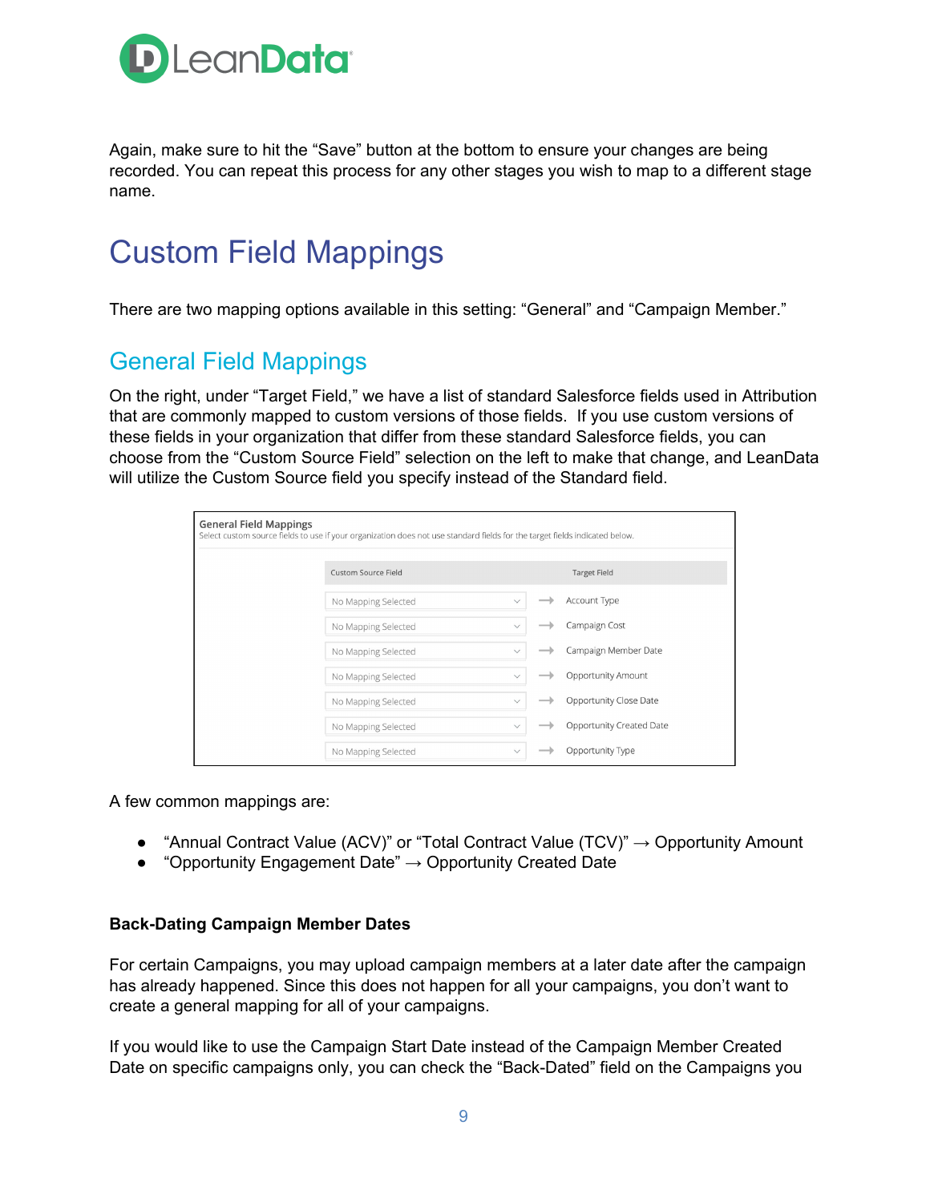Again, make sure to hit the “Save” button at the bottom to ensure your changes are being recorded. You can repeat this process for any other stages you wish to map to a different stage name.

# Custom Field Mappings

There are two mapping options available in this setting: “General” and “Campaign Member.”

## General Field Mappings

On the right, under “Target Field,” we have a list of standard Salesforce fields used in Attribution that are commonly mapped to custom versions of those fields. If you use custom versions of these fields in your organization that differ from these standard Salesforce fields, you can choose from the “Custom Source Field” selection on the left to make that change, and LeanData will utilize the Custom Source field you specify instead of the Standard field.

**General Field Mappings**
Select custom source fields to use if your organization does not use standard fields for the target fields indicated below.

| Custom Source Field | | Target Field |
|---|---|---|
| No Mapping Selected | → | Account Type |
| No Mapping Selected | → | Campaign Cost |
| No Mapping Selected | → | Campaign Member Date |
| No Mapping Selected | → | Opportunity Amount |
| No Mapping Selected | → | Opportunity Close Date |
| No Mapping Selected | → | Opportunity Created Date |
| No Mapping Selected | → | Opportunity Type |

A few common mappings are:

- “Annual Contract Value (ACV)” or “Total Contract Value (TCV)” → Opportunity Amount
- “Opportunity Engagement Date” → Opportunity Created Date

**Back-Dating Campaign Member Dates**

For certain Campaigns, you may upload campaign members at a later date after the campaign has already happened. Since this does not happen for all your campaigns, you don’t want to create a general mapping for all of your campaigns.

If you would like to use the Campaign Start Date instead of the Campaign Member Created Date on specific campaigns only, you can check the “Back-Dated” field on the Campaigns you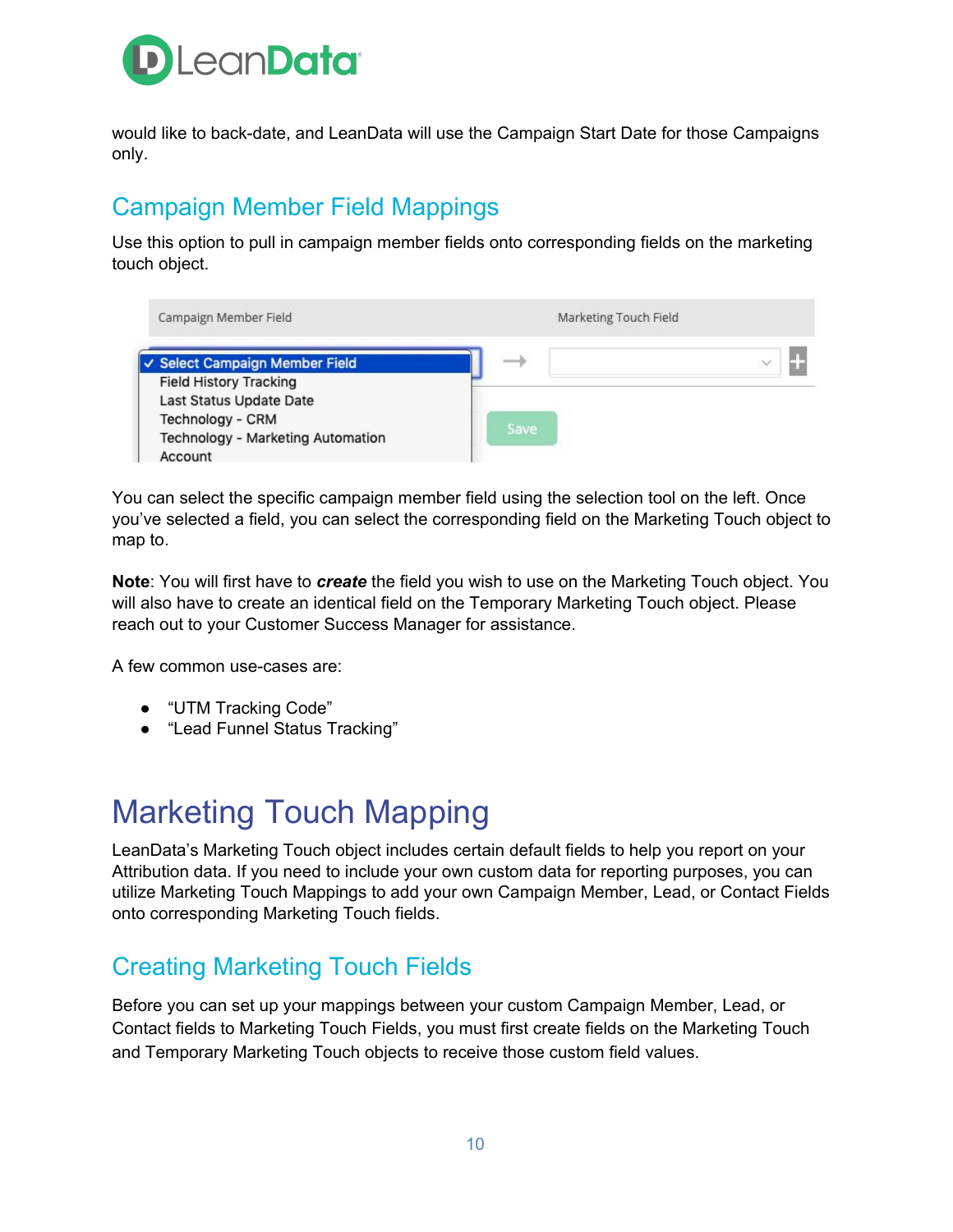would like to back-date, and LeanData will use the Campaign Start Date for those Campaigns only.

## Campaign Member Field Mappings

Use this option to pull in campaign member fields onto corresponding fields on the marketing touch object.

You can select the specific campaign member field using the selection tool on the left. Once you've selected a field, you can select the corresponding field on the Marketing Touch object to map to.

**Note**: You will first have to ***create*** the field you wish to use on the Marketing Touch object. You will also have to create an identical field on the Temporary Marketing Touch object. Please reach out to your Customer Success Manager for assistance.

A few common use-cases are:

- "UTM Tracking Code"
- "Lead Funnel Status Tracking"

# Marketing Touch Mapping

LeanData's Marketing Touch object includes certain default fields to help you report on your Attribution data. If you need to include your own custom data for reporting purposes, you can utilize Marketing Touch Mappings to add your own Campaign Member, Lead, or Contact Fields onto corresponding Marketing Touch fields.

## Creating Marketing Touch Fields

Before you can set up your mappings between your custom Campaign Member, Lead, or Contact fields to Marketing Touch Fields, you must first create fields on the Marketing Touch and Temporary Marketing Touch objects to receive those custom field values.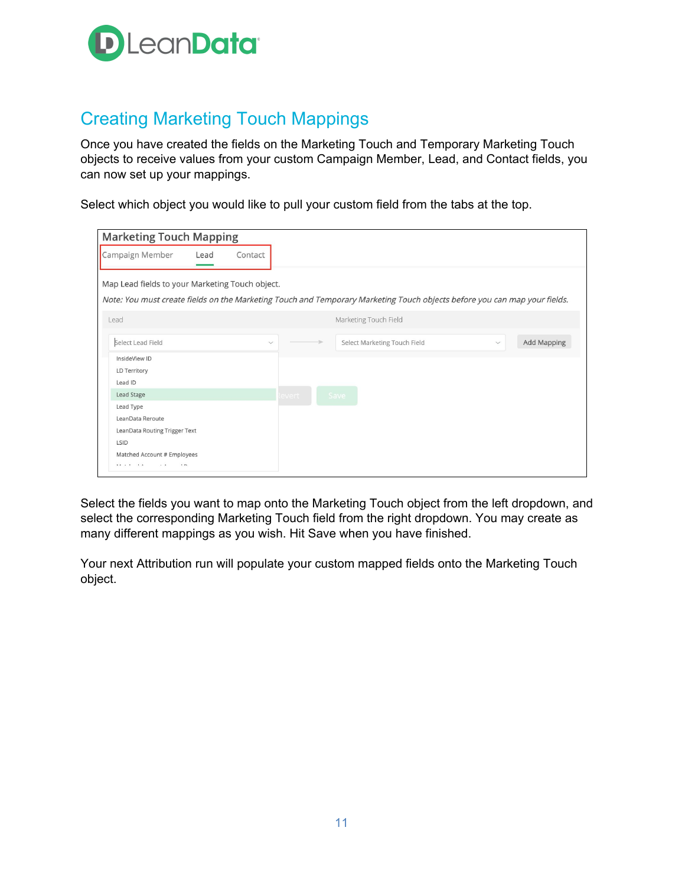## Creating Marketing Touch Mappings

Once you have created the fields on the Marketing Touch and Temporary Marketing Touch objects to receive values from your custom Campaign Member, Lead, and Contact fields, you can now set up your mappings.

Select which object you would like to pull your custom field from the tabs at the top.

Select the fields you want to map onto the Marketing Touch object from the left dropdown, and select the corresponding Marketing Touch field from the right dropdown. You may create as many different mappings as you wish. Hit Save when you have finished.

Your next Attribution run will populate your custom mapped fields onto the Marketing Touch object.